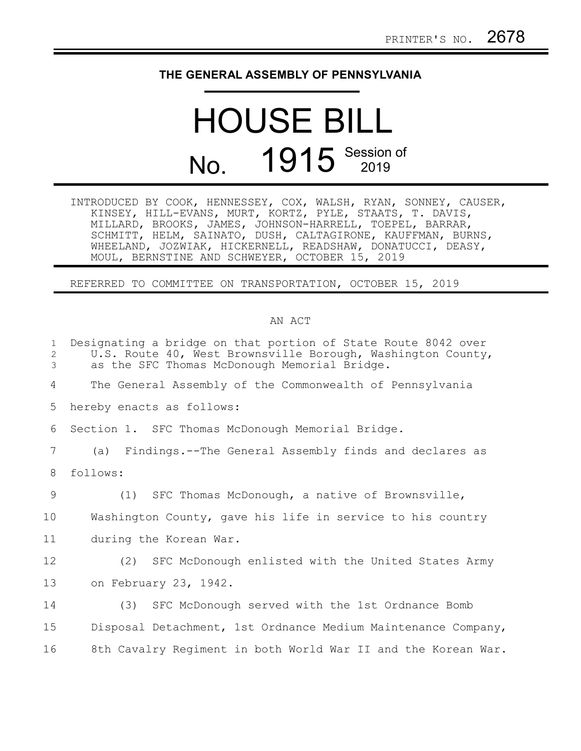PRINTER'S NO. 2678

# THE GENERAL ASSEMBLY OF PENNSYLVANIA

# HOUSE BILL

## No. 1915 Session of 2019

INTRODUCED BY COOK, HENNESSEY, COX, WALSH, RYAN, SONNEY, CAUSER, KINSEY, HILL-EVANS, MURT, KORTZ, PYLE, STAATS, T. DAVIS, MILLARD, BROOKS, JAMES, JOHNSON-HARRELL, TOEPEL, BARRAR, SCHMITT, HELM, SAINATO, DUSH, CALTAGIRONE, KAUFFMAN, BURNS, WHEELAND, JOZWIAK, HICKERNELL, READSHAW, DONATUCCI, DEASY, MOUL, BERNSTINE AND SCHWEYER, OCTOBER 15, 2019

REFERRED TO COMMITTEE ON TRANSPORTATION, OCTOBER 15, 2019

AN ACT

Designating a bridge on that portion of State Route 8042 over U.S. Route 40, West Brownsville Borough, Washington County, as the SFC Thomas McDonough Memorial Bridge.

The General Assembly of the Commonwealth of Pennsylvania hereby enacts as follows:

Section 1. SFC Thomas McDonough Memorial Bridge.

(a) Findings.--The General Assembly finds and declares as follows:

(1) SFC Thomas McDonough, a native of Brownsville, Washington County, gave his life in service to his country during the Korean War.

(2) SFC McDonough enlisted with the United States Army on February 23, 1942.

(3) SFC McDonough served with the 1st Ordnance Bomb Disposal Detachment, 1st Ordnance Medium Maintenance Company, 8th Cavalry Regiment in both World War II and the Korean War.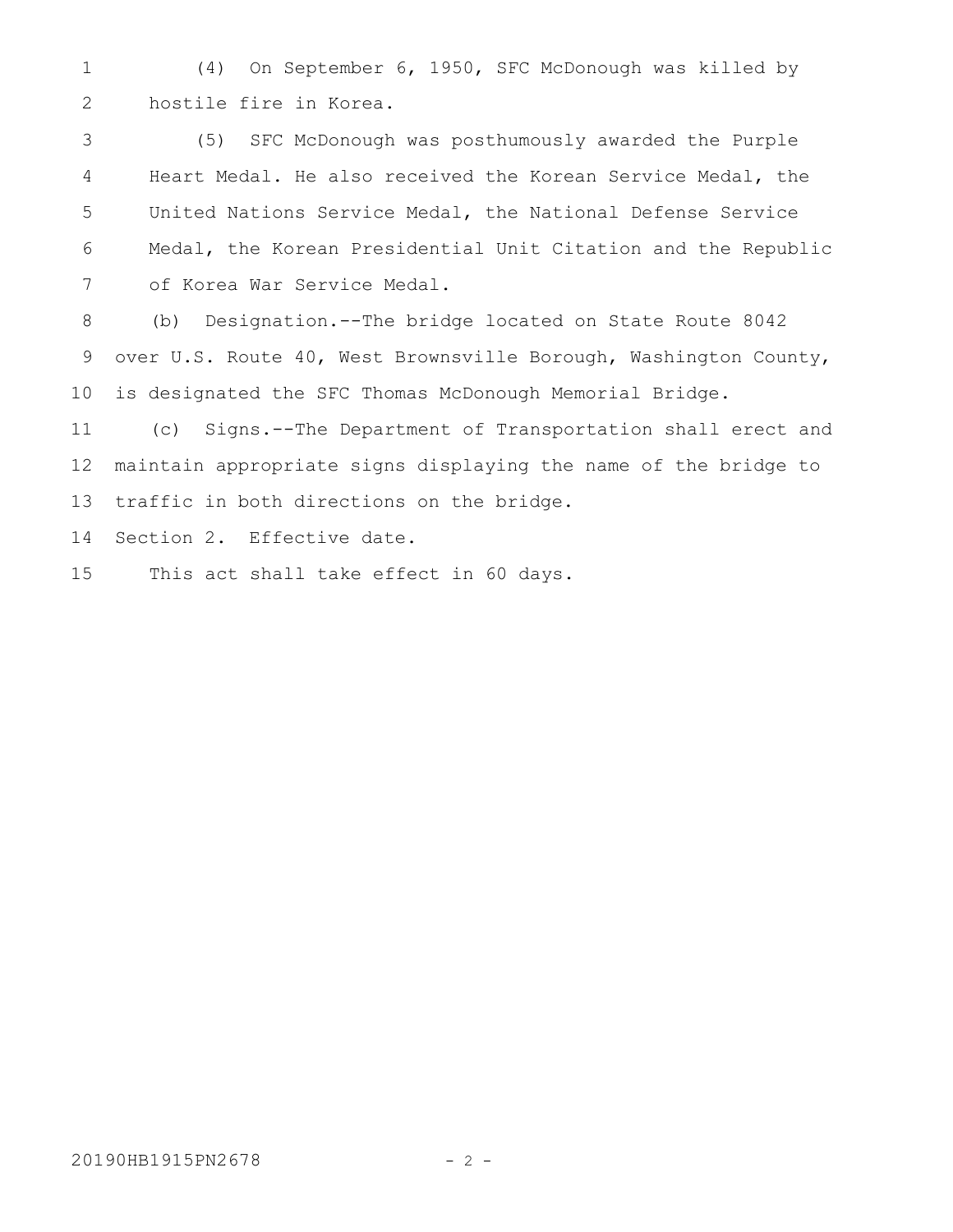(4) On September 6, 1950, SFC McDonough was killed by hostile fire in Korea.

(5) SFC McDonough was posthumously awarded the Purple Heart Medal. He also received the Korean Service Medal, the United Nations Service Medal, the National Defense Service Medal, the Korean Presidential Unit Citation and the Republic of Korea War Service Medal.

(b) Designation.--The bridge located on State Route 8042 over U.S. Route 40, West Brownsville Borough, Washington County, is designated the SFC Thomas McDonough Memorial Bridge.

(c) Signs.--The Department of Transportation shall erect and maintain appropriate signs displaying the name of the bridge to traffic in both directions on the bridge.

Section 2. Effective date.

This act shall take effect in 60 days.